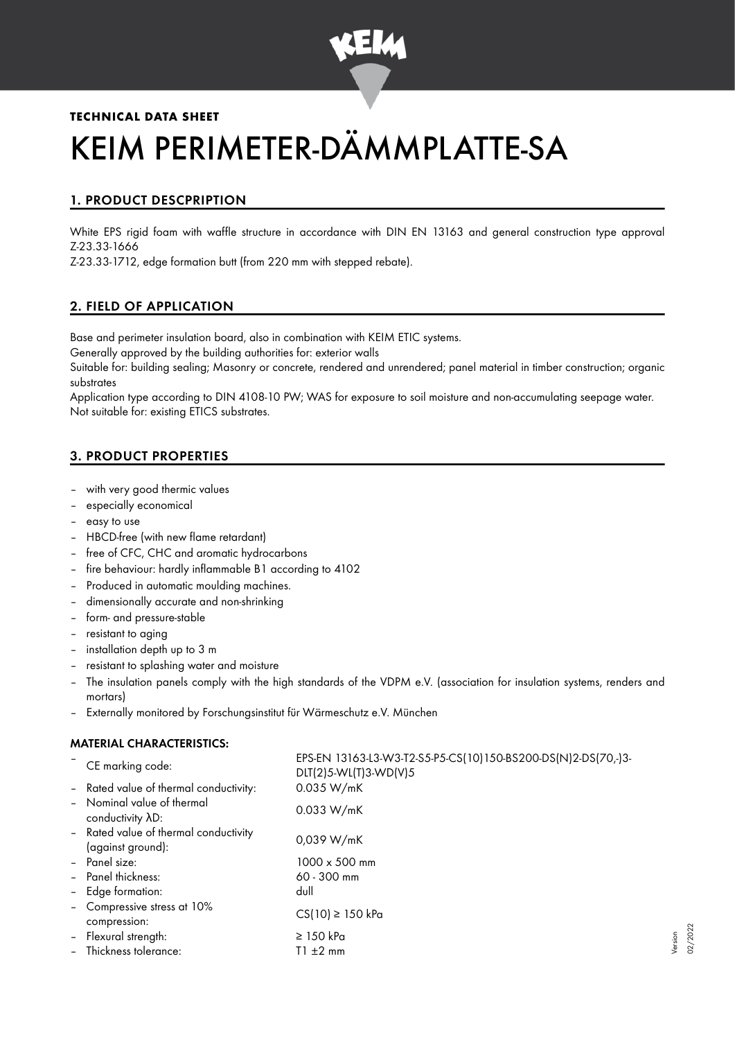**TECHNICAL DATA SHEET**

# KEIM PERIMETER-DÄMMPLATTE-SA

## 1. PRODUCT DESCPRIPTION

White EPS rigid foam with waffle structure in accordance with DIN EN 13163 and general construction type approval Z-23.33-1666
Z-23.33-1712, edge formation butt (from 220 mm with stepped rebate).

## 2. FIELD OF APPLICATION

Base and perimeter insulation board, also in combination with KEIM ETIC systems.
Generally approved by the building authorities for: exterior walls
Suitable for: building sealing; Masonry or concrete, rendered and unrendered; panel material in timber construction; organic substrates
Application type according to DIN 4108-10 PW; WAS for exposure to soil moisture and non-accumulating seepage water.
Not suitable for: existing ETICS substrates.

## 3. PRODUCT PROPERTIES

- with very good thermic values
- especially economical
- easy to use
- HBCD-free (with new flame retardant)
- free of CFC, CHC and aromatic hydrocarbons
- fire behaviour: hardly inflammable B1 according to 4102
- Produced in automatic moulding machines.
- dimensionally accurate and non-shrinking
- form- and pressure-stable
- resistant to aging
- installation depth up to 3 m
- resistant to splashing water and moisture
- The insulation panels comply with the high standards of the VDPM e.V. (association for insulation systems, renders and mortars)
- Externally monitored by Forschungsinstitut für Wärmeschutz e.V. München

### MATERIAL CHARACTERISTICS:

- CE marking code: EPS-EN 13163-L3-W3-T2-S5-P5-CS(10)150-BS200-DS(N)2-DS(70,-)3-DLT(2)5-WL(T)3-WD(V)5
- Rated value of thermal conductivity: 0.035 W/mK
- Nominal value of thermal conductivity λD: 0.033 W/mK
- Rated value of thermal conductivity (against ground): 0,039 W/mK
- Panel size: 1000 x 500 mm
- Panel thickness: 60 - 300 mm
- Edge formation: dull
- Compressive stress at 10% compression: CS(10) ≥ 150 kPa
- Flexural strength: ≥ 150 kPa
- Thickness tolerance: T1 ±2 mm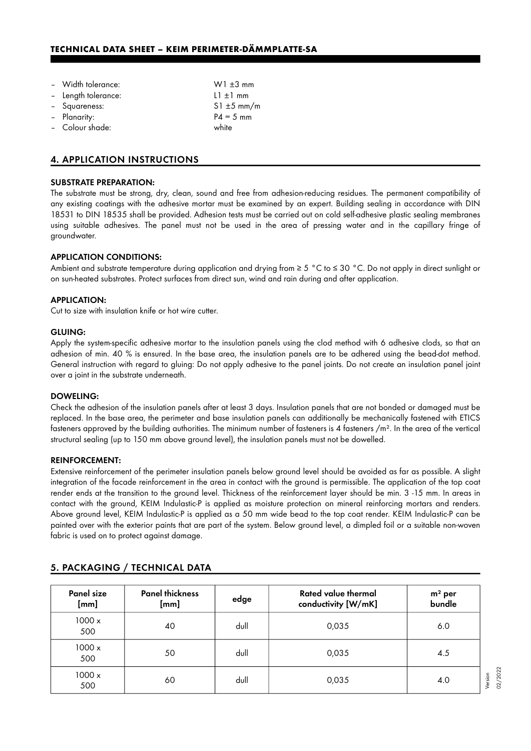- Width tolerance: W1 ±3 mm
- Length tolerance: L1 ±1 mm
- Squareness: S1 ±5 mm/m
- Planarity: P4 = 5 mm
- Colour shade: white

## 4. APPLICATION INSTRUCTIONS

### SUBSTRATE PREPARATION:

The substrate must be strong, dry, clean, sound and free from adhesion-reducing residues. The permanent compatibility of any existing coatings with the adhesive mortar must be examined by an expert. Building sealing in accordance with DIN 18531 to DIN 18535 shall be provided. Adhesion tests must be carried out on cold self-adhesive plastic sealing membranes using suitable adhesives. The panel must not be used in the area of pressing water and in the capillary fringe of groundwater.

### APPLICATION CONDITIONS:

Ambient and substrate temperature during application and drying from ≥ 5 °C to ≤ 30 °C. Do not apply in direct sunlight or on sun-heated substrates. Protect surfaces from direct sun, wind and rain during and after application.

### APPLICATION:

Cut to size with insulation knife or hot wire cutter.

### GLUING:

Apply the system-specific adhesive mortar to the insulation panels using the clod method with 6 adhesive clods, so that an adhesion of min. 40 % is ensured. In the base area, the insulation panels are to be adhered using the bead-dot method. General instruction with regard to gluing: Do not apply adhesive to the panel joints. Do not create an insulation panel joint over a joint in the substrate underneath.

### DOWELING:

Check the adhesion of the insulation panels after at least 3 days. Insulation panels that are not bonded or damaged must be replaced. In the base area, the perimeter and base insulation panels can additionally be mechanically fastened with ETICS fasteners approved by the building authorities. The minimum number of fasteners is 4 fasteners /m². In the area of the vertical structural sealing (up to 150 mm above ground level), the insulation panels must not be dowelled.

### REINFORCEMENT:

Extensive reinforcement of the perimeter insulation panels below ground level should be avoided as far as possible. A slight integration of the facade reinforcement in the area in contact with the ground is permissible. The application of the top coat render ends at the transition to the ground level. Thickness of the reinforcement layer should be min. 3 -15 mm. In areas in contact with the ground, KEIM Indulastic-P is applied as moisture protection on mineral reinforcing mortars and renders. Above ground level, KEIM Indulastic-P is applied as a 50 mm wide bead to the top coat render. KEIM Indulastic-P can be painted over with the exterior paints that are part of the system. Below ground level, a dimpled foil or a suitable non-woven fabric is used on to protect against damage.

## 5. PACKAGING / TECHNICAL DATA

| Panel size [mm] | Panel thickness [mm] | edge | Rated value thermal conductivity [W/mK] | m² per bundle |
|---|---|---|---|---|
| 1000 x 500 | 40 | dull | 0,035 | 6.0 |
| 1000 x 500 | 50 | dull | 0,035 | 4.5 |
| 1000 x 500 | 60 | dull | 0,035 | 4.0 |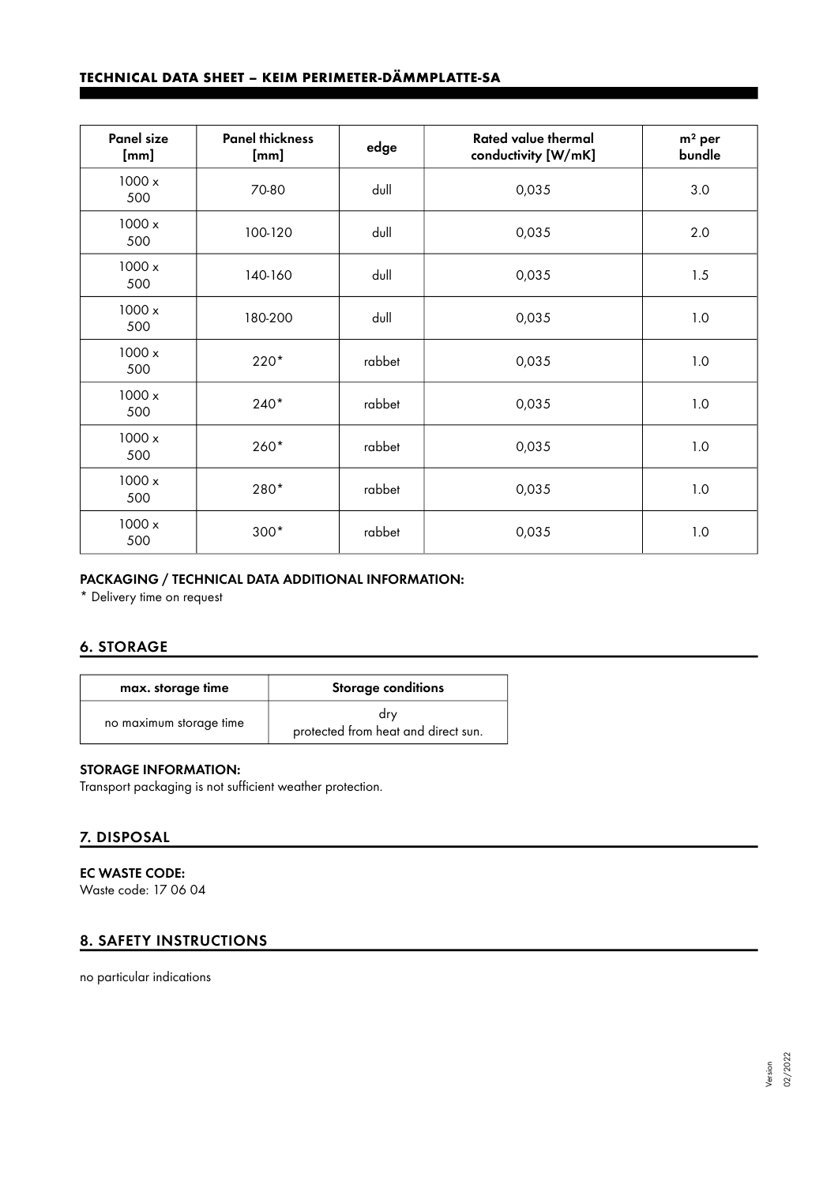| Panel size [mm] | Panel thickness [mm] | edge | Rated value thermal conductivity [W/mK] | m² per bundle |
|---|---|---|---|---|
| 1000 x 500 | 70-80 | dull | 0,035 | 3.0 |
| 1000 x 500 | 100-120 | dull | 0,035 | 2.0 |
| 1000 x 500 | 140-160 | dull | 0,035 | 1.5 |
| 1000 x 500 | 180-200 | dull | 0,035 | 1.0 |
| 1000 x 500 | 220* | rabbet | 0,035 | 1.0 |
| 1000 x 500 | 240* | rabbet | 0,035 | 1.0 |
| 1000 x 500 | 260* | rabbet | 0,035 | 1.0 |
| 1000 x 500 | 280* | rabbet | 0,035 | 1.0 |
| 1000 x 500 | 300* | rabbet | 0,035 | 1.0 |

**PACKAGING / TECHNICAL DATA ADDITIONAL INFORMATION:**

* Delivery time on request

## 6. STORAGE

| max. storage time | Storage conditions |
|---|---|
| no maximum storage time | dry<br>protected from heat and direct sun. |

**STORAGE INFORMATION:**

Transport packaging is not sufficient weather protection.

## 7. DISPOSAL

**EC WASTE CODE:**

Waste code: 17 06 04

## 8. SAFETY INSTRUCTIONS

no particular indications

Version 02/2022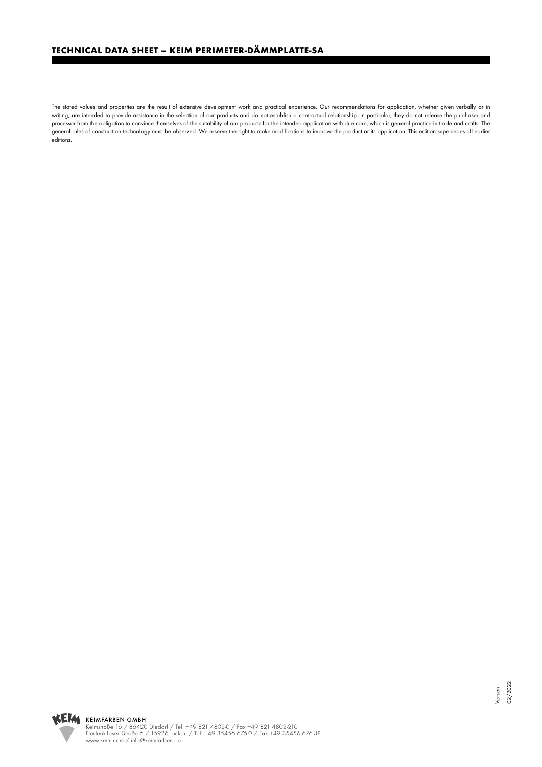The stated values and properties are the result of extensive development work and practical experience. Our recommendations for application, whether given verbally or in writing, are intended to provide assistance in the selection of our products and do not establish a contractual relationship. In particular, they do not release the purchaser and processor from the obligation to convince themselves of the suitability of our products for the intended application with due care, which is general practice in trade and crafts. The general rules of construction technology must be observed. We reserve the right to make modifications to improve the product or its application. This edition supersedes all earlier editions.

KEIMFARBEN GMBH
Keimstraße 16 / 86420 Diedorf / Tel. +49 821 4802-0 / Fax +49 821 4802-210
Frederik-Ipsen-Straße 6 / 15926 Luckau / Tel. +49 35456 676-0 / Fax +49 35456 676-38
www.keim.com / info@keimfarben.de

Version 02/2022